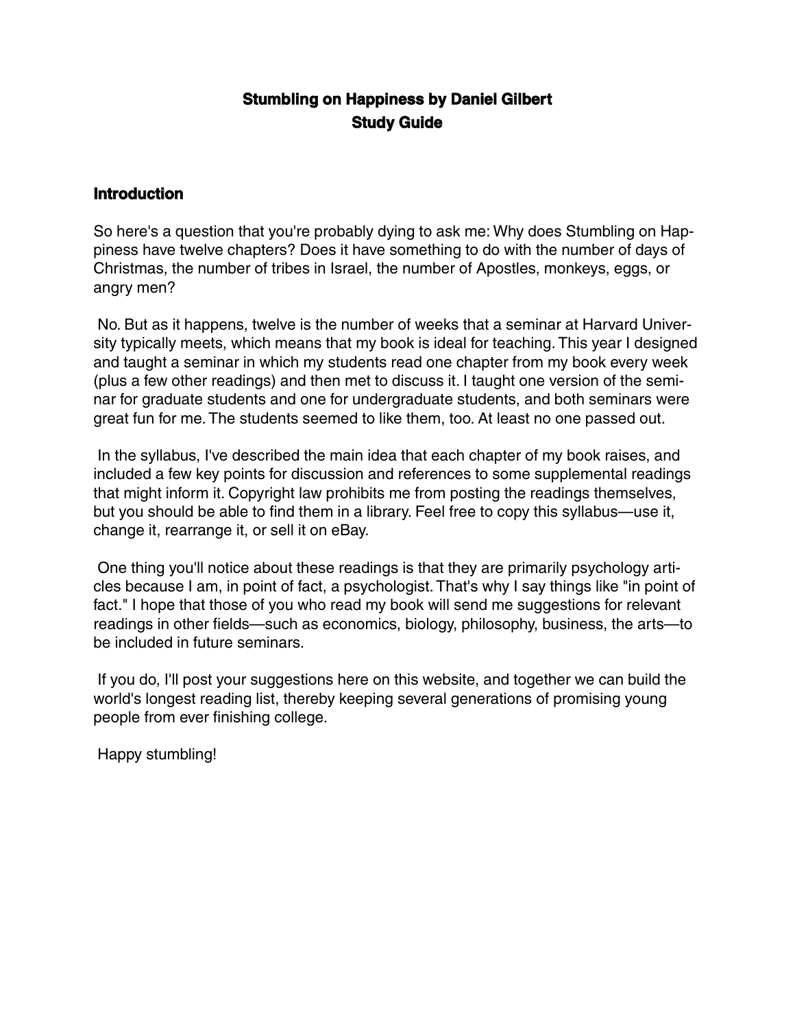# Stumbling on Happiness by Daniel Gilbert
# Study Guide

## Introduction

So here's a question that you're probably dying to ask me: Why does Stumbling on Happiness have twelve chapters? Does it have something to do with the number of days of Christmas, the number of tribes in Israel, the number of Apostles, monkeys, eggs, or angry men?

No. But as it happens, twelve is the number of weeks that a seminar at Harvard University typically meets, which means that my book is ideal for teaching. This year I designed and taught a seminar in which my students read one chapter from my book every week (plus a few other readings) and then met to discuss it. I taught one version of the seminar for graduate students and one for undergraduate students, and both seminars were great fun for me. The students seemed to like them, too. At least no one passed out.

In the syllabus, I've described the main idea that each chapter of my book raises, and included a few key points for discussion and references to some supplemental readings that might inform it. Copyright law prohibits me from posting the readings themselves, but you should be able to find them in a library. Feel free to copy this syllabus—use it, change it, rearrange it, or sell it on eBay.

One thing you'll notice about these readings is that they are primarily psychology articles because I am, in point of fact, a psychologist. That's why I say things like "in point of fact." I hope that those of you who read my book will send me suggestions for relevant readings in other fields—such as economics, biology, philosophy, business, the arts—to be included in future seminars.

If you do, I'll post your suggestions here on this website, and together we can build the world's longest reading list, thereby keeping several generations of promising young people from ever finishing college.

Happy stumbling!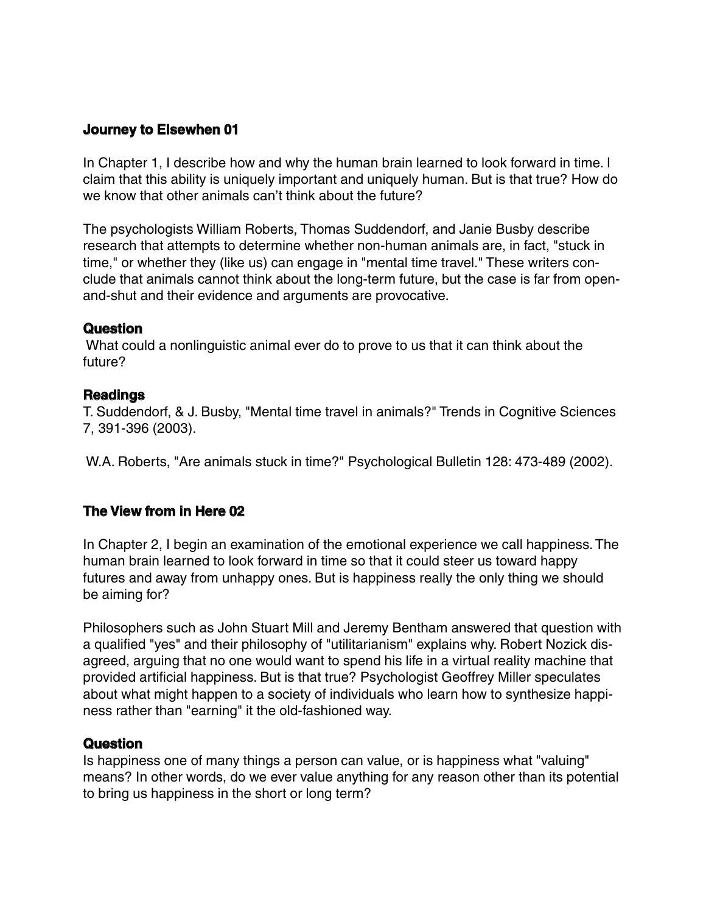### Journey to Elsewhen 01

In Chapter 1, I describe how and why the human brain learned to look forward in time. I claim that this ability is uniquely important and uniquely human. But is that true? How do we know that other animals can't think about the future?

The psychologists William Roberts, Thomas Suddendorf, and Janie Busby describe research that attempts to determine whether non-human animals are, in fact, "stuck in time," or whether they (like us) can engage in "mental time travel." These writers conclude that animals cannot think about the long-term future, but the case is far from open-and-shut and their evidence and arguments are provocative.

### Question

What could a nonlinguistic animal ever do to prove to us that it can think about the future?

### Readings

T. Suddendorf, & J. Busby, "Mental time travel in animals?" Trends in Cognitive Sciences 7, 391-396 (2003).

W.A. Roberts, "Are animals stuck in time?" Psychological Bulletin 128: 473-489 (2002).

### The View from in Here 02

In Chapter 2, I begin an examination of the emotional experience we call happiness. The human brain learned to look forward in time so that it could steer us toward happy futures and away from unhappy ones. But is happiness really the only thing we should be aiming for?

Philosophers such as John Stuart Mill and Jeremy Bentham answered that question with a qualified "yes" and their philosophy of "utilitarianism" explains why. Robert Nozick disagreed, arguing that no one would want to spend his life in a virtual reality machine that provided artificial happiness. But is that true? Psychologist Geoffrey Miller speculates about what might happen to a society of individuals who learn how to synthesize happiness rather than "earning" it the old-fashioned way.

### Question

Is happiness one of many things a person can value, or is happiness what "valuing" means? In other words, do we ever value anything for any reason other than its potential to bring us happiness in the short or long term?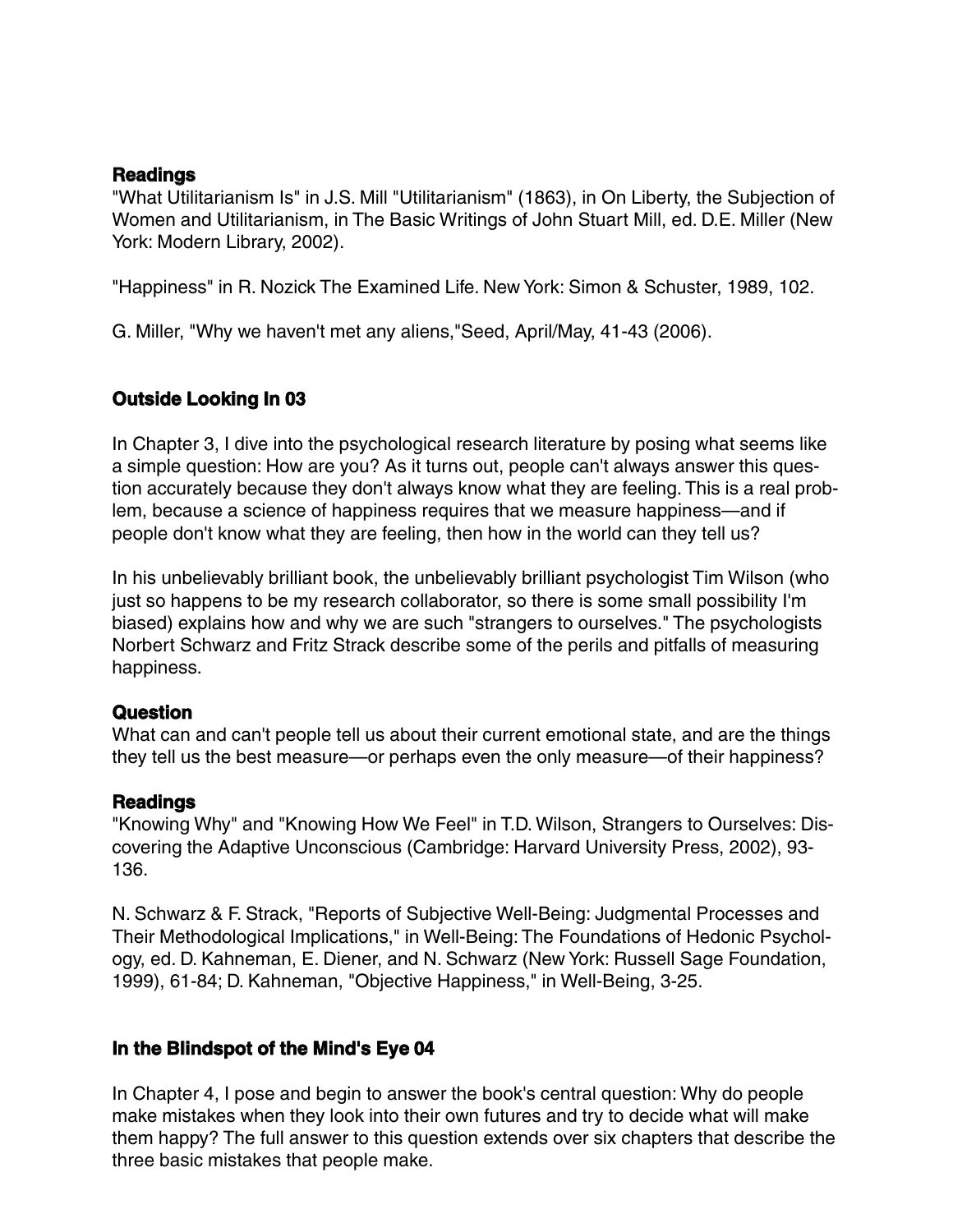### Readings

"What Utilitarianism Is" in J.S. Mill "Utilitarianism" (1863), in On Liberty, the Subjection of Women and Utilitarianism, in The Basic Writings of John Stuart Mill, ed. D.E. Miller (New York: Modern Library, 2002).

"Happiness" in R. Nozick The Examined Life. New York: Simon & Schuster, 1989, 102.

G. Miller, "Why we haven't met any aliens,"Seed, April/May, 41-43 (2006).

## Outside Looking In 03

In Chapter 3, I dive into the psychological research literature by posing what seems like a simple question: How are you? As it turns out, people can't always answer this question accurately because they don't always know what they are feeling. This is a real problem, because a science of happiness requires that we measure happiness—and if people don't know what they are feeling, then how in the world can they tell us?

In his unbelievably brilliant book, the unbelievably brilliant psychologist Tim Wilson (who just so happens to be my research collaborator, so there is some small possibility I'm biased) explains how and why we are such "strangers to ourselves." The psychologists Norbert Schwarz and Fritz Strack describe some of the perils and pitfalls of measuring happiness.

### Question

What can and can't people tell us about their current emotional state, and are the things they tell us the best measure—or perhaps even the only measure—of their happiness?

### Readings

"Knowing Why" and "Knowing How We Feel" in T.D. Wilson, Strangers to Ourselves: Discovering the Adaptive Unconscious (Cambridge: Harvard University Press, 2002), 93-136.

N. Schwarz & F. Strack, "Reports of Subjective Well-Being: Judgmental Processes and Their Methodological Implications," in Well-Being: The Foundations of Hedonic Psychology, ed. D. Kahneman, E. Diener, and N. Schwarz (New York: Russell Sage Foundation, 1999), 61-84; D. Kahneman, "Objective Happiness," in Well-Being, 3-25.

## In the Blindspot of the Mind's Eye 04

In Chapter 4, I pose and begin to answer the book's central question: Why do people make mistakes when they look into their own futures and try to decide what will make them happy? The full answer to this question extends over six chapters that describe the three basic mistakes that people make.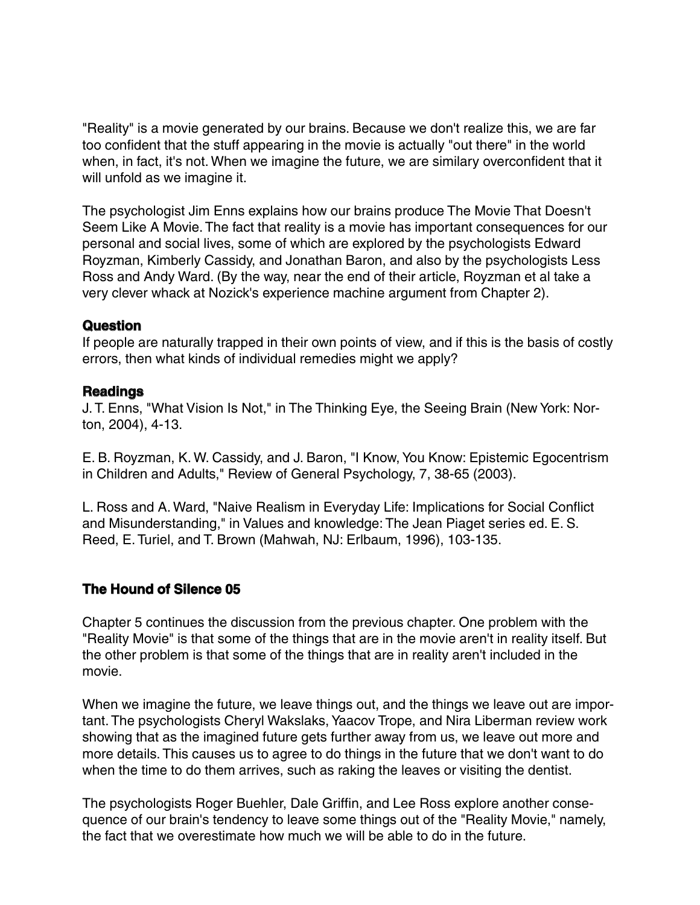"Reality" is a movie generated by our brains. Because we don't realize this, we are far too confident that the stuff appearing in the movie is actually "out there" in the world when, in fact, it's not. When we imagine the future, we are similary overconfident that it will unfold as we imagine it.

The psychologist Jim Enns explains how our brains produce The Movie That Doesn't Seem Like A Movie. The fact that reality is a movie has important consequences for our personal and social lives, some of which are explored by the psychologists Edward Royzman, Kimberly Cassidy, and Jonathan Baron, and also by the psychologists Less Ross and Andy Ward. (By the way, near the end of their article, Royzman et al take a very clever whack at Nozick's experience machine argument from Chapter 2).

### Question

If people are naturally trapped in their own points of view, and if this is the basis of costly errors, then what kinds of individual remedies might we apply?

### Readings

J. T. Enns, "What Vision Is Not," in The Thinking Eye, the Seeing Brain (New York: Norton, 2004), 4-13.

E. B. Royzman, K. W. Cassidy, and J. Baron, "I Know, You Know: Epistemic Egocentrism in Children and Adults," Review of General Psychology, 7, 38-65 (2003).

L. Ross and A. Ward, "Naive Realism in Everyday Life: Implications for Social Conflict and Misunderstanding," in Values and knowledge: The Jean Piaget series ed. E. S. Reed, E. Turiel, and T. Brown (Mahwah, NJ: Erlbaum, 1996), 103-135.

### The Hound of Silence 05

Chapter 5 continues the discussion from the previous chapter. One problem with the "Reality Movie" is that some of the things that are in the movie aren't in reality itself. But the other problem is that some of the things that are in reality aren't included in the movie.

When we imagine the future, we leave things out, and the things we leave out are important. The psychologists Cheryl Wakslaks, Yaacov Trope, and Nira Liberman review work showing that as the imagined future gets further away from us, we leave out more and more details. This causes us to agree to do things in the future that we don't want to do when the time to do them arrives, such as raking the leaves or visiting the dentist.

The psychologists Roger Buehler, Dale Griffin, and Lee Ross explore another consequence of our brain's tendency to leave some things out of the "Reality Movie," namely, the fact that we overestimate how much we will be able to do in the future.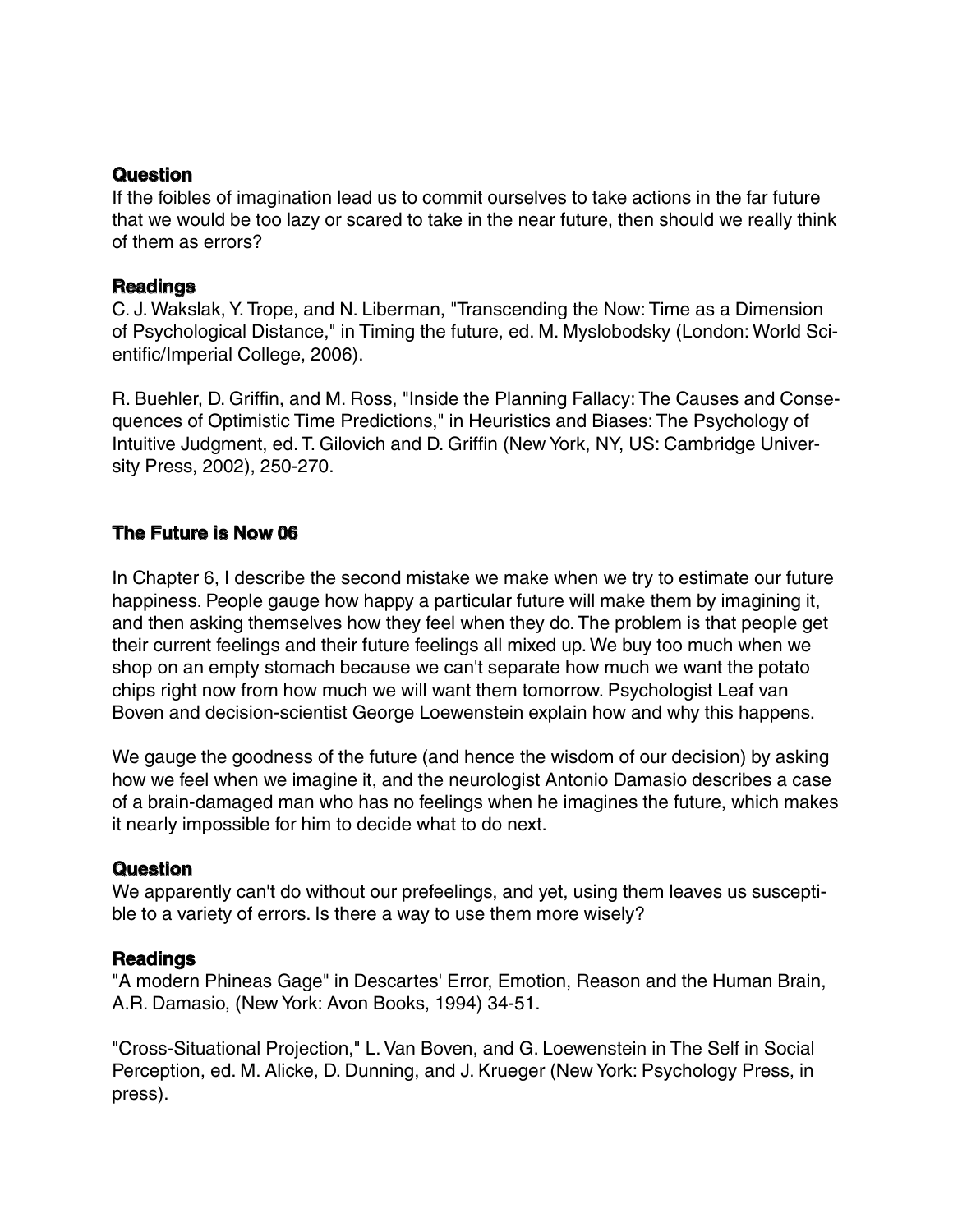### Question

If the foibles of imagination lead us to commit ourselves to take actions in the far future that we would be too lazy or scared to take in the near future, then should we really think of them as errors?

### Readings

C. J. Wakslak, Y. Trope, and N. Liberman, "Transcending the Now: Time as a Dimension of Psychological Distance," in Timing the future, ed. M. Myslobodsky (London: World Scientific/Imperial College, 2006).

R. Buehler, D. Griffin, and M. Ross, "Inside the Planning Fallacy: The Causes and Consequences of Optimistic Time Predictions," in Heuristics and Biases: The Psychology of Intuitive Judgment, ed. T. Gilovich and D. Griffin (New York, NY, US: Cambridge University Press, 2002), 250-270.

## The Future is Now 06

In Chapter 6, I describe the second mistake we make when we try to estimate our future happiness. People gauge how happy a particular future will make them by imagining it, and then asking themselves how they feel when they do. The problem is that people get their current feelings and their future feelings all mixed up. We buy too much when we shop on an empty stomach because we can't separate how much we want the potato chips right now from how much we will want them tomorrow. Psychologist Leaf van Boven and decision-scientist George Loewenstein explain how and why this happens.

We gauge the goodness of the future (and hence the wisdom of our decision) by asking how we feel when we imagine it, and the neurologist Antonio Damasio describes a case of a brain-damaged man who has no feelings when he imagines the future, which makes it nearly impossible for him to decide what to do next.

### Question

We apparently can't do without our prefeelings, and yet, using them leaves us susceptible to a variety of errors. Is there a way to use them more wisely?

### Readings

"A modern Phineas Gage" in Descartes' Error, Emotion, Reason and the Human Brain, A.R. Damasio, (New York: Avon Books, 1994) 34-51.

"Cross-Situational Projection," L. Van Boven, and G. Loewenstein in The Self in Social Perception, ed. M. Alicke, D. Dunning, and J. Krueger (New York: Psychology Press, in press).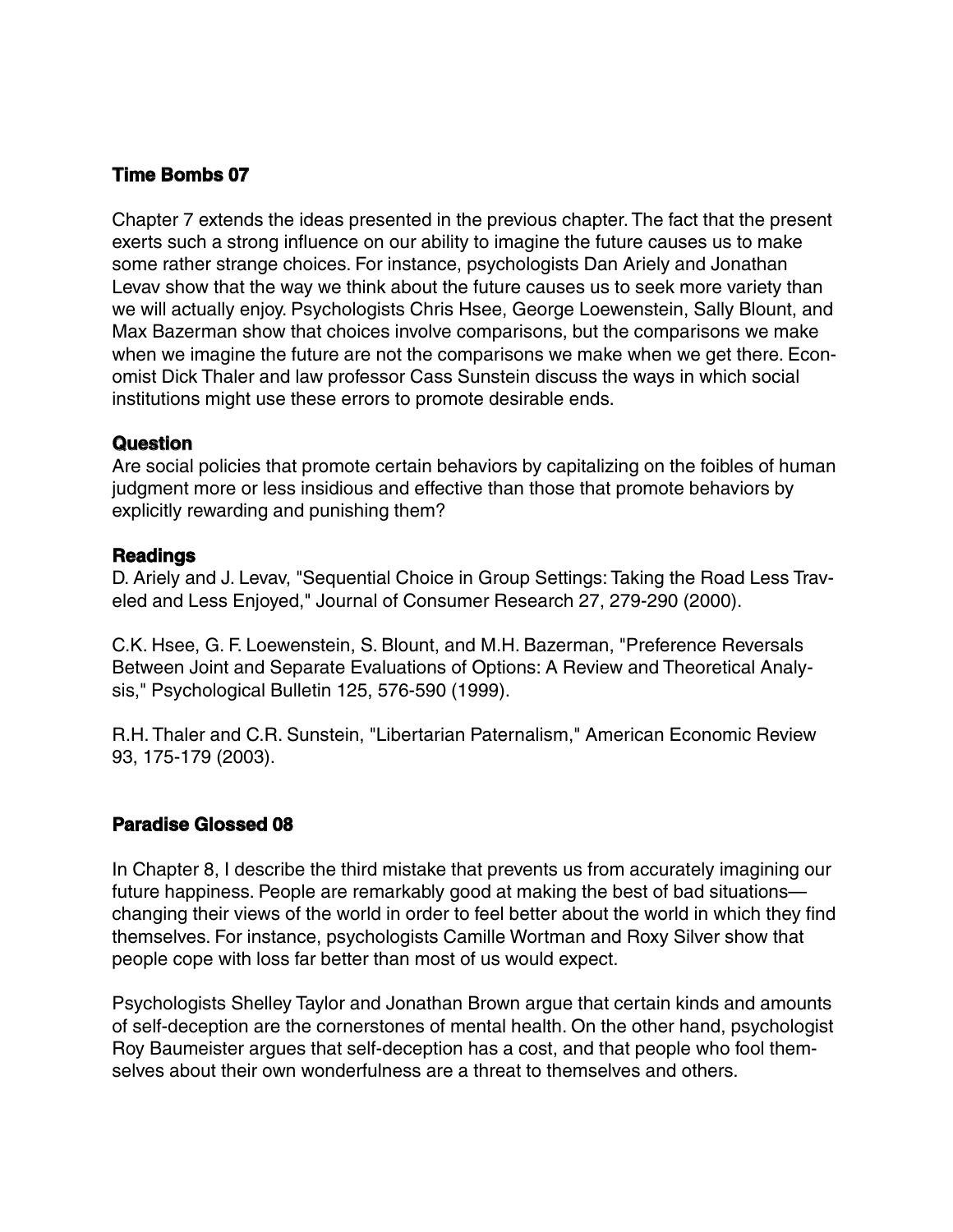## Time Bombs 07

Chapter 7 extends the ideas presented in the previous chapter. The fact that the present exerts such a strong influence on our ability to imagine the future causes us to make some rather strange choices. For instance, psychologists Dan Ariely and Jonathan Levav show that the way we think about the future causes us to seek more variety than we will actually enjoy. Psychologists Chris Hsee, George Loewenstein, Sally Blount, and Max Bazerman show that choices involve comparisons, but the comparisons we make when we imagine the future are not the comparisons we make when we get there. Economist Dick Thaler and law professor Cass Sunstein discuss the ways in which social institutions might use these errors to promote desirable ends.

### Question

Are social policies that promote certain behaviors by capitalizing on the foibles of human judgment more or less insidious and effective than those that promote behaviors by explicitly rewarding and punishing them?

### Readings

D. Ariely and J. Levav, "Sequential Choice in Group Settings: Taking the Road Less Traveled and Less Enjoyed," Journal of Consumer Research 27, 279-290 (2000).

C.K. Hsee, G. F. Loewenstein, S. Blount, and M.H. Bazerman, "Preference Reversals Between Joint and Separate Evaluations of Options: A Review and Theoretical Analysis," Psychological Bulletin 125, 576-590 (1999).

R.H. Thaler and C.R. Sunstein, "Libertarian Paternalism," American Economic Review 93, 175-179 (2003).

## Paradise Glossed 08

In Chapter 8, I describe the third mistake that prevents us from accurately imagining our future happiness. People are remarkably good at making the best of bad situations—changing their views of the world in order to feel better about the world in which they find themselves. For instance, psychologists Camille Wortman and Roxy Silver show that people cope with loss far better than most of us would expect.

Psychologists Shelley Taylor and Jonathan Brown argue that certain kinds and amounts of self-deception are the cornerstones of mental health. On the other hand, psychologist Roy Baumeister argues that self-deception has a cost, and that people who fool themselves about their own wonderfulness are a threat to themselves and others.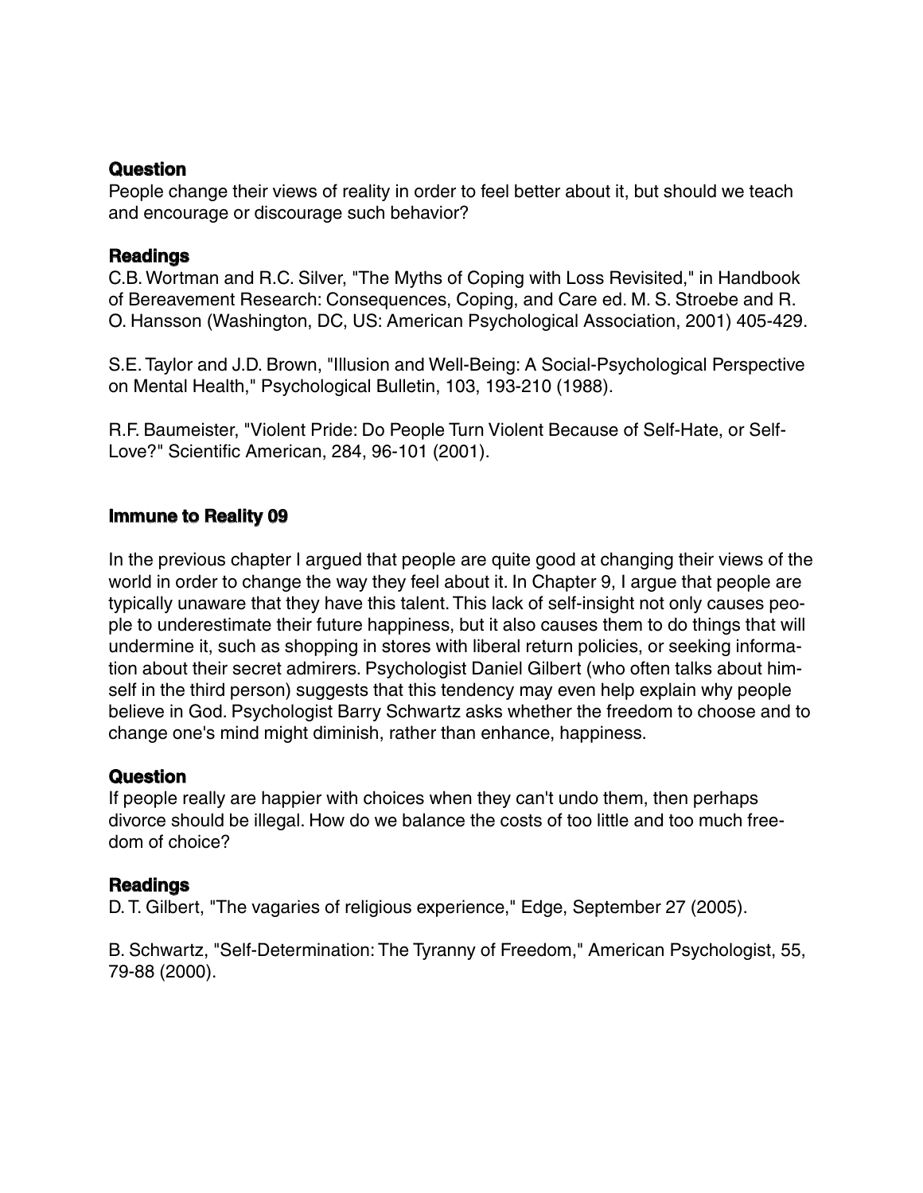### Question

People change their views of reality in order to feel better about it, but should we teach and encourage or discourage such behavior?

### Readings

C.B. Wortman and R.C. Silver, "The Myths of Coping with Loss Revisited," in Handbook of Bereavement Research: Consequences, Coping, and Care ed. M. S. Stroebe and R. O. Hansson (Washington, DC, US: American Psychological Association, 2001) 405-429.

S.E. Taylor and J.D. Brown, "Illusion and Well-Being: A Social-Psychological Perspective on Mental Health," Psychological Bulletin, 103, 193-210 (1988).

R.F. Baumeister, "Violent Pride: Do People Turn Violent Because of Self-Hate, or Self-Love?" Scientific American, 284, 96-101 (2001).

## Immune to Reality 09

In the previous chapter I argued that people are quite good at changing their views of the world in order to change the way they feel about it. In Chapter 9, I argue that people are typically unaware that they have this talent. This lack of self-insight not only causes people to underestimate their future happiness, but it also causes them to do things that will undermine it, such as shopping in stores with liberal return policies, or seeking information about their secret admirers. Psychologist Daniel Gilbert (who often talks about himself in the third person) suggests that this tendency may even help explain why people believe in God. Psychologist Barry Schwartz asks whether the freedom to choose and to change one's mind might diminish, rather than enhance, happiness.

### Question

If people really are happier with choices when they can't undo them, then perhaps divorce should be illegal. How do we balance the costs of too little and too much freedom of choice?

### Readings

D. T. Gilbert, "The vagaries of religious experience," Edge, September 27 (2005).

B. Schwartz, "Self-Determination: The Tyranny of Freedom," American Psychologist, 55, 79-88 (2000).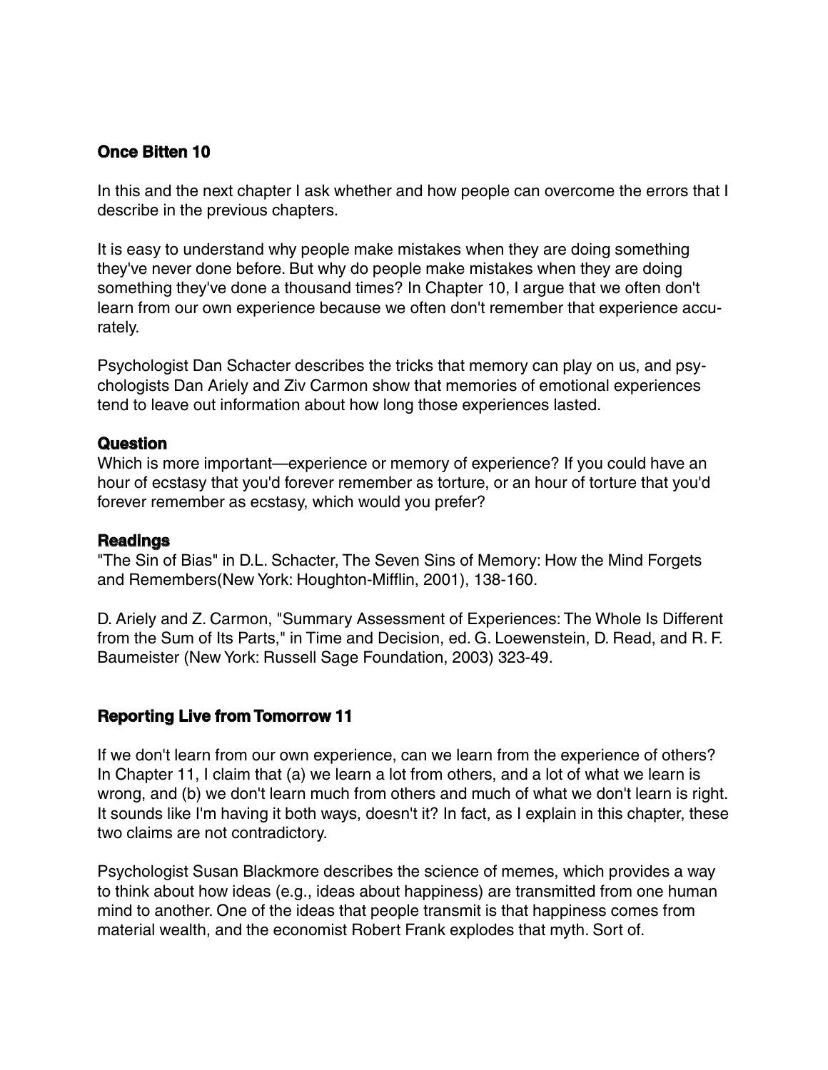## Once Bitten 10

In this and the next chapter I ask whether and how people can overcome the errors that I describe in the previous chapters.

It is easy to understand why people make mistakes when they are doing something they've never done before. But why do people make mistakes when they are doing something they've done a thousand times? In Chapter 10, I argue that we often don't learn from our own experience because we often don't remember that experience accurately.

Psychologist Dan Schacter describes the tricks that memory can play on us, and psychologists Dan Ariely and Ziv Carmon show that memories of emotional experiences tend to leave out information about how long those experiences lasted.

### Question

Which is more important—experience or memory of experience? If you could have an hour of ecstasy that you'd forever remember as torture, or an hour of torture that you'd forever remember as ecstasy, which would you prefer?

### Readings

"The Sin of Bias" in D.L. Schacter, The Seven Sins of Memory: How the Mind Forgets and Remembers(New York: Houghton-Mifflin, 2001), 138-160.

D. Ariely and Z. Carmon, "Summary Assessment of Experiences: The Whole Is Different from the Sum of Its Parts," in Time and Decision, ed. G. Loewenstein, D. Read, and R. F. Baumeister (New York: Russell Sage Foundation, 2003) 323-49.

## Reporting Live from Tomorrow 11

If we don't learn from our own experience, can we learn from the experience of others? In Chapter 11, I claim that (a) we learn a lot from others, and a lot of what we learn is wrong, and (b) we don't learn much from others and much of what we don't learn is right. It sounds like I'm having it both ways, doesn't it? In fact, as I explain in this chapter, these two claims are not contradictory.

Psychologist Susan Blackmore describes the science of memes, which provides a way to think about how ideas (e.g., ideas about happiness) are transmitted from one human mind to another. One of the ideas that people transmit is that happiness comes from material wealth, and the economist Robert Frank explodes that myth. Sort of.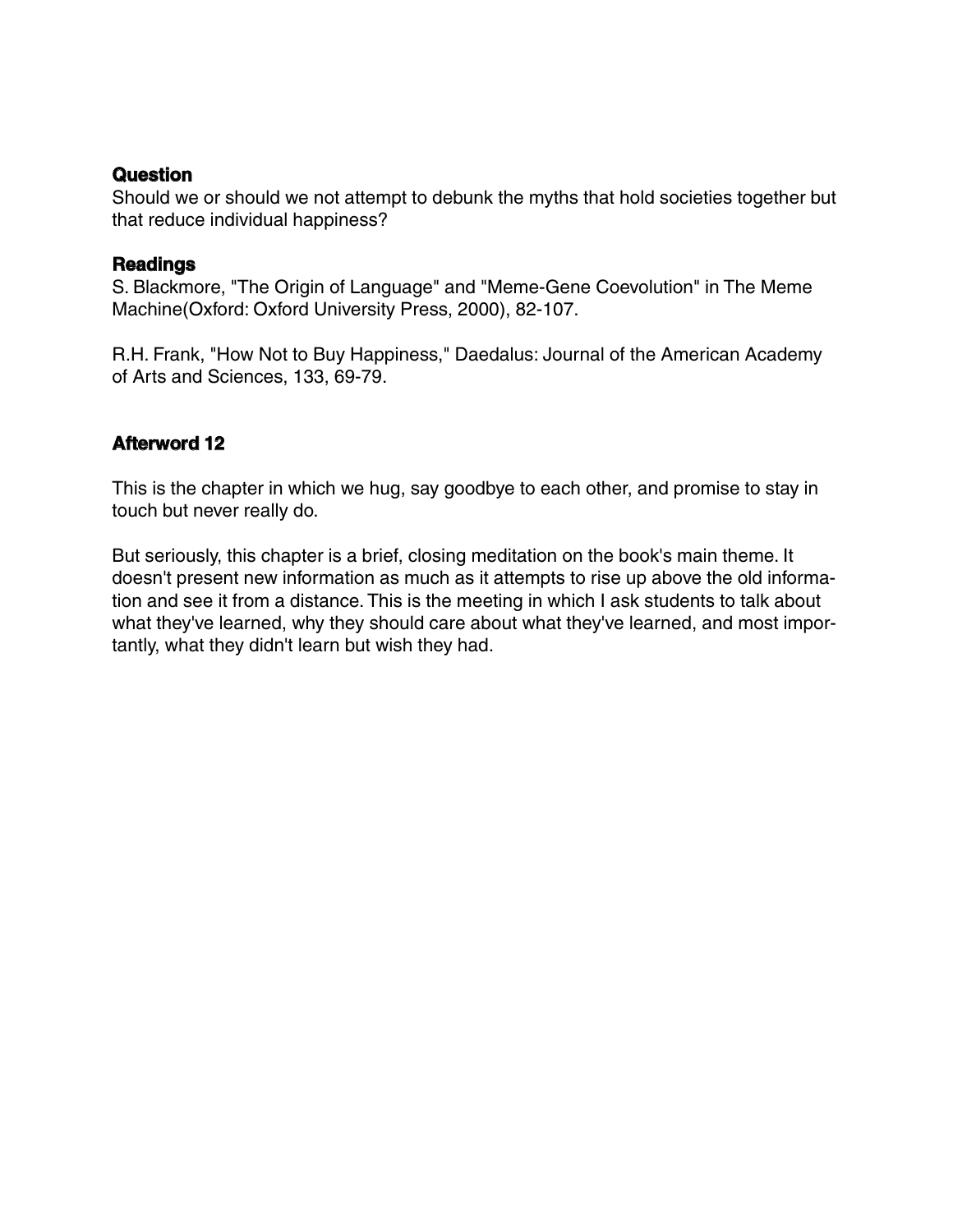### Question

Should we or should we not attempt to debunk the myths that hold societies together but that reduce individual happiness?

### Readings

S. Blackmore, "The Origin of Language" and "Meme-Gene Coevolution" in The Meme Machine(Oxford: Oxford University Press, 2000), 82-107.

R.H. Frank, "How Not to Buy Happiness," Daedalus: Journal of the American Academy of Arts and Sciences, 133, 69-79.

### Afterword 12

This is the chapter in which we hug, say goodbye to each other, and promise to stay in touch but never really do.

But seriously, this chapter is a brief, closing meditation on the book's main theme. It doesn't present new information as much as it attempts to rise up above the old information and see it from a distance. This is the meeting in which I ask students to talk about what they've learned, why they should care about what they've learned, and most importantly, what they didn't learn but wish they had.